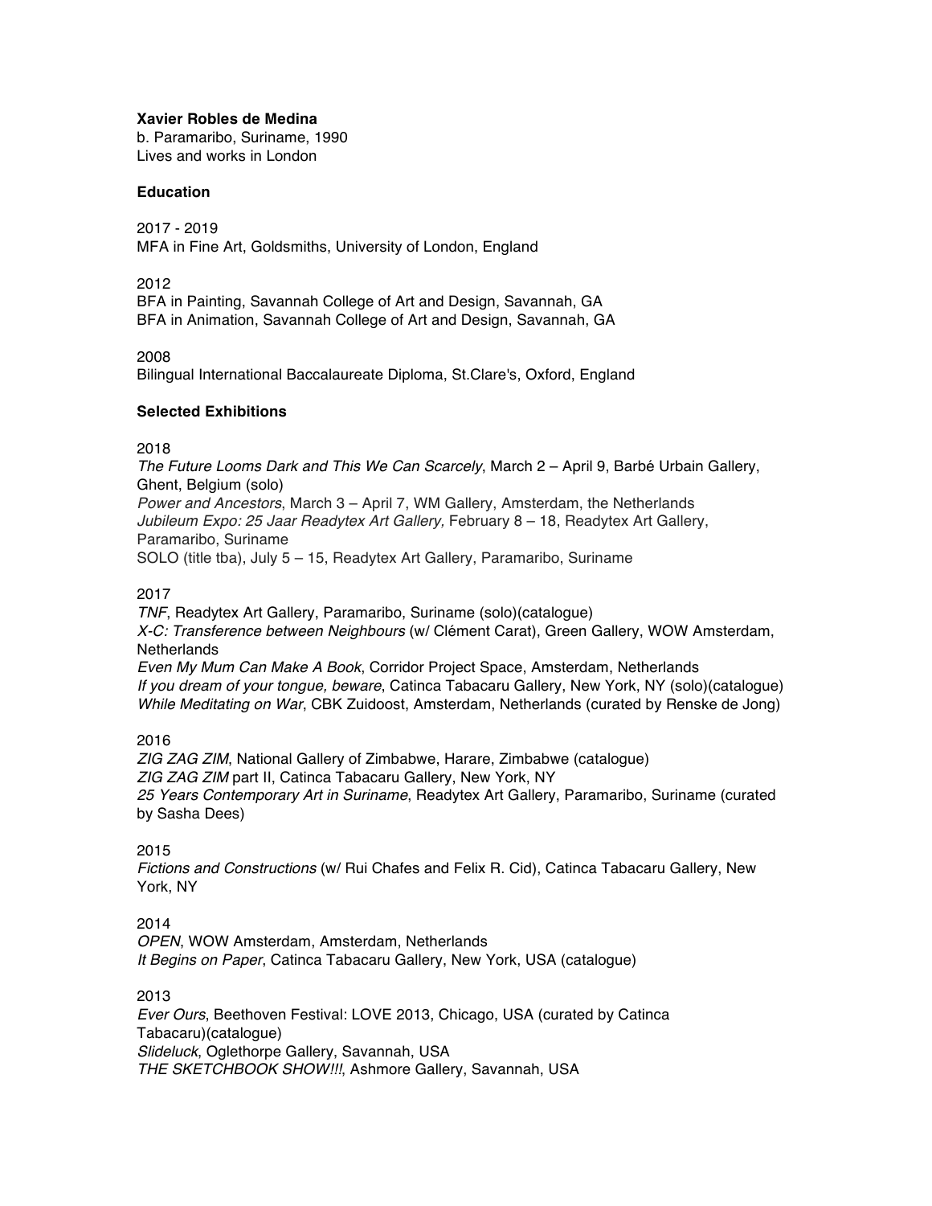**Xavier Robles de Medina**
b. Paramaribo, Suriname, 1990
Lives and works in London

## Education

2017 - 2019
MFA in Fine Art, Goldsmiths, University of London, England

2012
BFA in Painting, Savannah College of Art and Design, Savannah, GA
BFA in Animation, Savannah College of Art and Design, Savannah, GA

2008
Bilingual International Baccalaureate Diploma, St.Clare's, Oxford, England

## Selected Exhibitions

2018
*The Future Looms Dark and This We Can Scarcely*, March 2 – April 9, Barbé Urbain Gallery, Ghent, Belgium (solo)
*Power and Ancestors*, March 3 – April 7, WM Gallery, Amsterdam, the Netherlands
*Jubileum Expo: 25 Jaar Readytex Art Gallery,* February 8 – 18, Readytex Art Gallery, Paramaribo, Suriname
SOLO (title tba), July 5 – 15, Readytex Art Gallery, Paramaribo, Suriname

2017
*TNF*, Readytex Art Gallery, Paramaribo, Suriname (solo)(catalogue)
*X-C: Transference between Neighbours* (w/ Clément Carat), Green Gallery, WOW Amsterdam, Netherlands
*Even My Mum Can Make A Book*, Corridor Project Space, Amsterdam, Netherlands
*If you dream of your tongue, beware*, Catinca Tabacaru Gallery, New York, NY (solo)(catalogue)
*While Meditating on War*, CBK Zuidoost, Amsterdam, Netherlands (curated by Renske de Jong)

2016
*ZIG ZAG ZIM*, National Gallery of Zimbabwe, Harare, Zimbabwe (catalogue)
*ZIG ZAG ZIM* part II, Catinca Tabacaru Gallery, New York, NY
*25 Years Contemporary Art in Suriname*, Readytex Art Gallery, Paramaribo, Suriname (curated by Sasha Dees)

2015
*Fictions and Constructions* (w/ Rui Chafes and Felix R. Cid), Catinca Tabacaru Gallery, New York, NY

2014
*OPEN*, WOW Amsterdam, Amsterdam, Netherlands
*It Begins on Paper*, Catinca Tabacaru Gallery, New York, USA (catalogue)

2013
*Ever Ours*, Beethoven Festival: LOVE 2013, Chicago, USA (curated by Catinca Tabacaru)(catalogue)
*Slideluck*, Oglethorpe Gallery, Savannah, USA
*THE SKETCHBOOK SHOW!!!*, Ashmore Gallery, Savannah, USA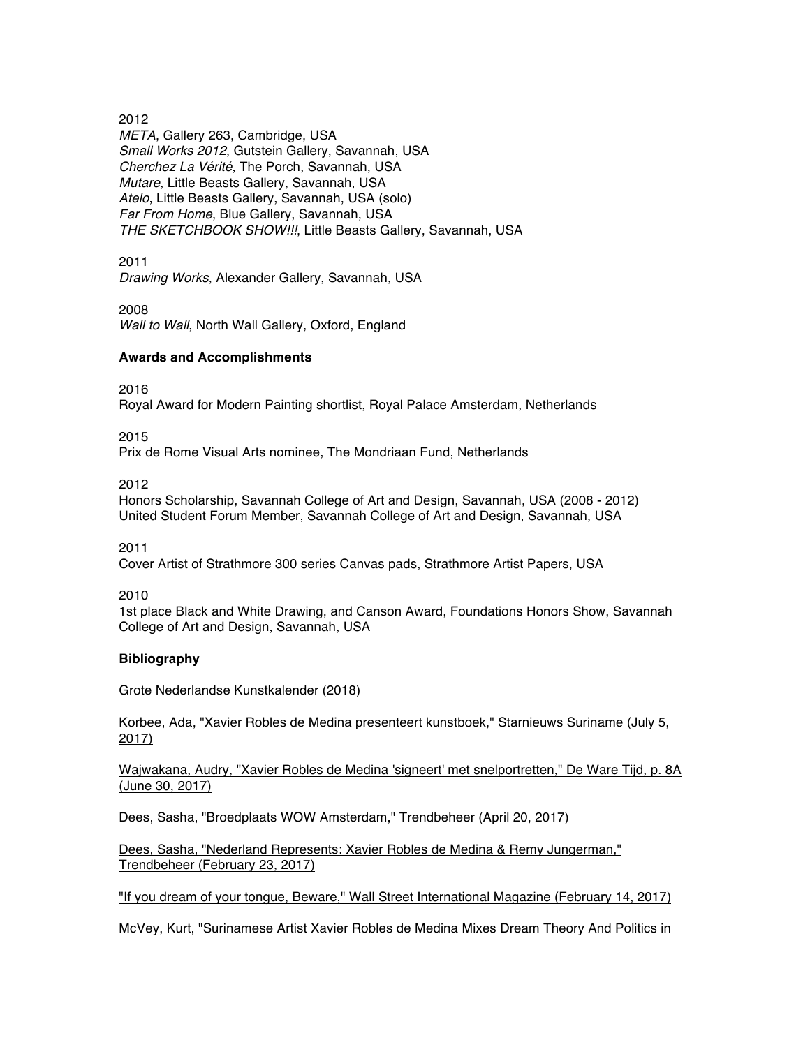2012

*META*, Gallery 263, Cambridge, USA
*Small Works 2012*, Gutstein Gallery, Savannah, USA
*Cherchez La Vérité*, The Porch, Savannah, USA
*Mutare*, Little Beasts Gallery, Savannah, USA
*Atelo*, Little Beasts Gallery, Savannah, USA (solo)
*Far From Home*, Blue Gallery, Savannah, USA
*THE SKETCHBOOK SHOW!!!*, Little Beasts Gallery, Savannah, USA

2011

*Drawing Works*, Alexander Gallery, Savannah, USA

2008

*Wall to Wall*, North Wall Gallery, Oxford, England

**Awards and Accomplishments**

2016

Royal Award for Modern Painting shortlist, Royal Palace Amsterdam, Netherlands

2015

Prix de Rome Visual Arts nominee, The Mondriaan Fund, Netherlands

2012

Honors Scholarship, Savannah College of Art and Design, Savannah, USA (2008 - 2012)
United Student Forum Member, Savannah College of Art and Design, Savannah, USA

2011

Cover Artist of Strathmore 300 series Canvas pads, Strathmore Artist Papers, USA

2010

1st place Black and White Drawing, and Canson Award, Foundations Honors Show, Savannah College of Art and Design, Savannah, USA

**Bibliography**

Grote Nederlandse Kunstkalender (2018)

Korbee, Ada, "Xavier Robles de Medina presenteert kunstboek," Starnieuws Suriname (July 5, 2017)

Wajwakana, Audry, "Xavier Robles de Medina 'signeert' met snelportretten," De Ware Tijd, p. 8A (June 30, 2017)

Dees, Sasha, "Broedplaats WOW Amsterdam," Trendbeheer (April 20, 2017)

Dees, Sasha, "Nederland Represents: Xavier Robles de Medina & Remy Jungerman," Trendbeheer (February 23, 2017)

"If you dream of your tongue, Beware," Wall Street International Magazine (February 14, 2017)

McVey, Kurt, "Surinamese Artist Xavier Robles de Medina Mixes Dream Theory And Politics in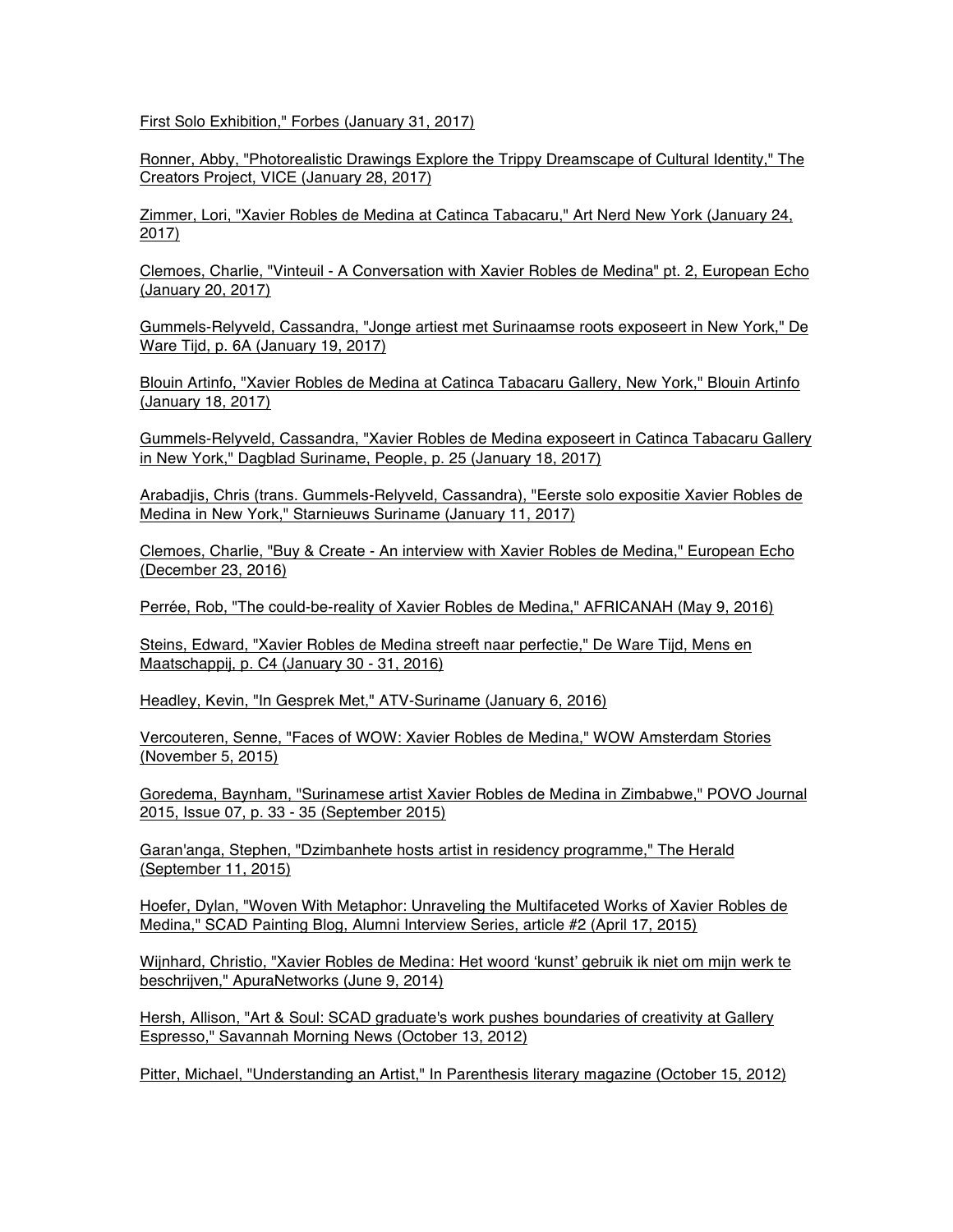First Solo Exhibition," Forbes (January 31, 2017)

Ronner, Abby, "Photorealistic Drawings Explore the Trippy Dreamscape of Cultural Identity," The Creators Project, VICE (January 28, 2017)

Zimmer, Lori, "Xavier Robles de Medina at Catinca Tabacaru," Art Nerd New York (January 24, 2017)

Clemoes, Charlie, "Vinteuil - A Conversation with Xavier Robles de Medina" pt. 2, European Echo (January 20, 2017)

Gummels-Relyveld, Cassandra, "Jonge artiest met Surinaamse roots exposeert in New York," De Ware Tijd, p. 6A (January 19, 2017)

Blouin Artinfo, "Xavier Robles de Medina at Catinca Tabacaru Gallery, New York," Blouin Artinfo (January 18, 2017)

Gummels-Relyveld, Cassandra, "Xavier Robles de Medina exposeert in Catinca Tabacaru Gallery in New York," Dagblad Suriname, People, p. 25 (January 18, 2017)

Arabadjis, Chris (trans. Gummels-Relyveld, Cassandra), "Eerste solo expositie Xavier Robles de Medina in New York," Starnieuws Suriname (January 11, 2017)

Clemoes, Charlie, "Buy & Create - An interview with Xavier Robles de Medina," European Echo (December 23, 2016)

Perrée, Rob, "The could-be-reality of Xavier Robles de Medina," AFRICANAH (May 9, 2016)

Steins, Edward, "Xavier Robles de Medina streeft naar perfectie," De Ware Tijd, Mens en Maatschappij, p. C4 (January 30 - 31, 2016)

Headley, Kevin, "In Gesprek Met," ATV-Suriname (January 6, 2016)

Vercouteren, Senne, "Faces of WOW: Xavier Robles de Medina," WOW Amsterdam Stories (November 5, 2015)

Goredema, Baynham, "Surinamese artist Xavier Robles de Medina in Zimbabwe," POVO Journal 2015, Issue 07, p. 33 - 35 (September 2015)

Garan'anga, Stephen, "Dzimbanhete hosts artist in residency programme," The Herald (September 11, 2015)

Hoefer, Dylan, "Woven With Metaphor: Unraveling the Multifaceted Works of Xavier Robles de Medina," SCAD Painting Blog, Alumni Interview Series, article #2 (April 17, 2015)

Wijnhard, Christio, "Xavier Robles de Medina: Het woord 'kunst' gebruik ik niet om mijn werk te beschrijven," ApuraNetworks (June 9, 2014)

Hersh, Allison, "Art & Soul: SCAD graduate's work pushes boundaries of creativity at Gallery Espresso," Savannah Morning News (October 13, 2012)

Pitter, Michael, "Understanding an Artist," In Parenthesis literary magazine (October 15, 2012)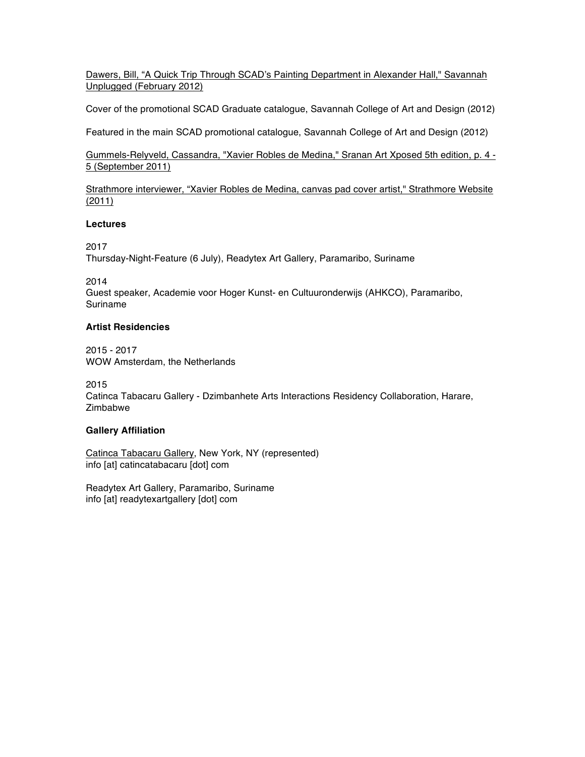Dawers, Bill, “A Quick Trip Through SCAD’s Painting Department in Alexander Hall," Savannah Unplugged (February 2012)

Cover of the promotional SCAD Graduate catalogue, Savannah College of Art and Design (2012)

Featured in the main SCAD promotional catalogue, Savannah College of Art and Design (2012)

Gummels-Relyveld, Cassandra, "Xavier Robles de Medina," Sranan Art Xposed 5th edition, p. 4 - 5 (September 2011)

Strathmore interviewer, “Xavier Robles de Medina, canvas pad cover artist," Strathmore Website (2011)

**Lectures**

2017
Thursday-Night-Feature (6 July), Readytex Art Gallery, Paramaribo, Suriname

2014
Guest speaker, Academie voor Hoger Kunst- en Cultuuronderwijs (AHKCO), Paramaribo, Suriname

**Artist Residencies**

2015 - 2017
WOW Amsterdam, the Netherlands

2015
Catinca Tabacaru Gallery - Dzimbanhete Arts Interactions Residency Collaboration, Harare, Zimbabwe

**Gallery Affiliation**

Catinca Tabacaru Gallery, New York, NY (represented)
info [at] catincatabacaru [dot] com

Readytex Art Gallery, Paramaribo, Suriname
info [at] readytexartgallery [dot] com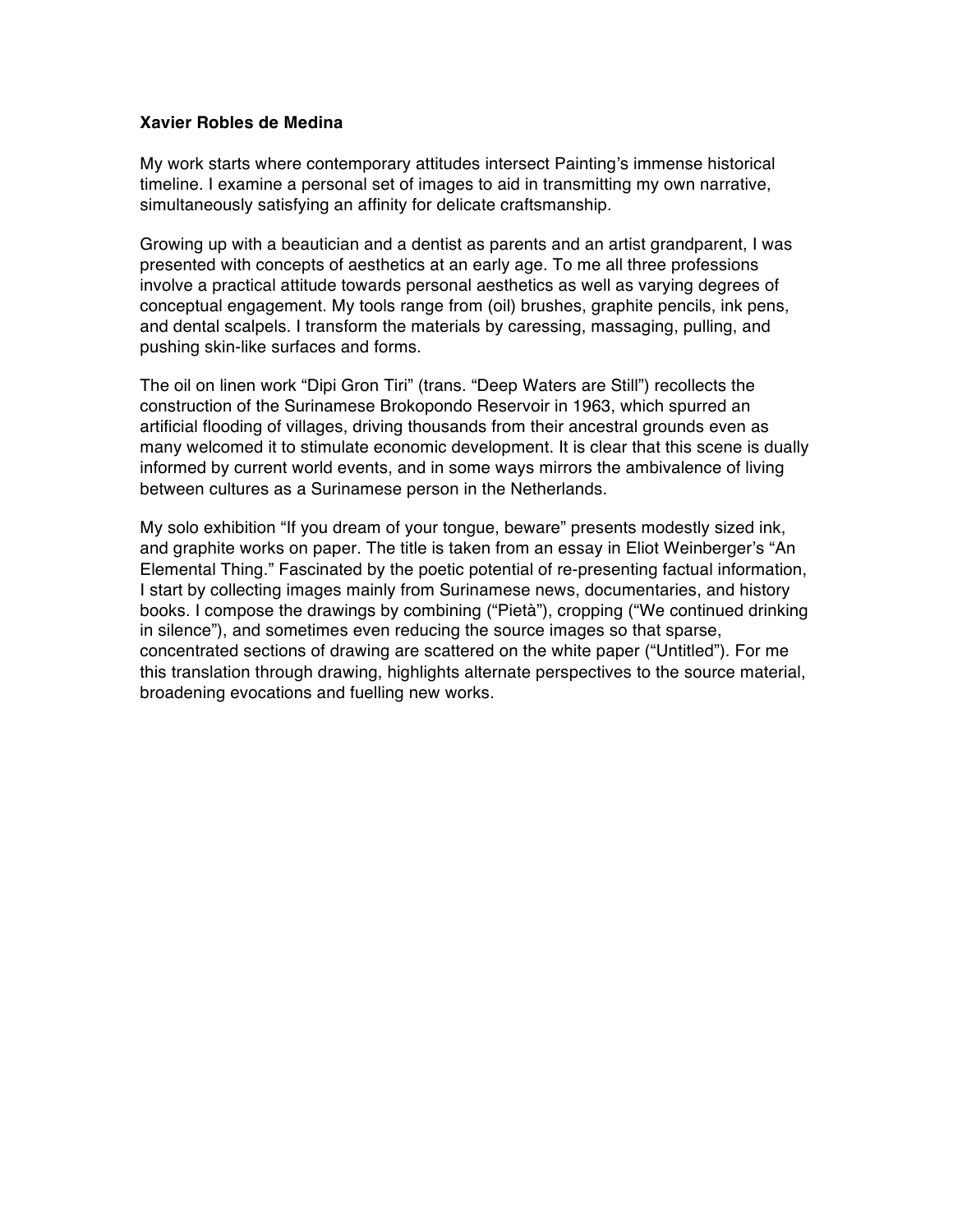**Xavier Robles de Medina**

My work starts where contemporary attitudes intersect Painting's immense historical timeline. I examine a personal set of images to aid in transmitting my own narrative, simultaneously satisfying an affinity for delicate craftsmanship.

Growing up with a beautician and a dentist as parents and an artist grandparent, I was presented with concepts of aesthetics at an early age. To me all three professions involve a practical attitude towards personal aesthetics as well as varying degrees of conceptual engagement. My tools range from (oil) brushes, graphite pencils, ink pens, and dental scalpels. I transform the materials by caressing, massaging, pulling, and pushing skin-like surfaces and forms.

The oil on linen work "Dipi Gron Tiri" (trans. "Deep Waters are Still") recollects the construction of the Surinamese Brokopondo Reservoir in 1963, which spurred an artificial flooding of villages, driving thousands from their ancestral grounds even as many welcomed it to stimulate economic development. It is clear that this scene is dually informed by current world events, and in some ways mirrors the ambivalence of living between cultures as a Surinamese person in the Netherlands.

My solo exhibition "If you dream of your tongue, beware" presents modestly sized ink, and graphite works on paper. The title is taken from an essay in Eliot Weinberger's "An Elemental Thing." Fascinated by the poetic potential of re-presenting factual information, I start by collecting images mainly from Surinamese news, documentaries, and history books. I compose the drawings by combining ("Pietà"), cropping ("We continued drinking in silence"), and sometimes even reducing the source images so that sparse, concentrated sections of drawing are scattered on the white paper ("Untitled"). For me this translation through drawing, highlights alternate perspectives to the source material, broadening evocations and fuelling new works.